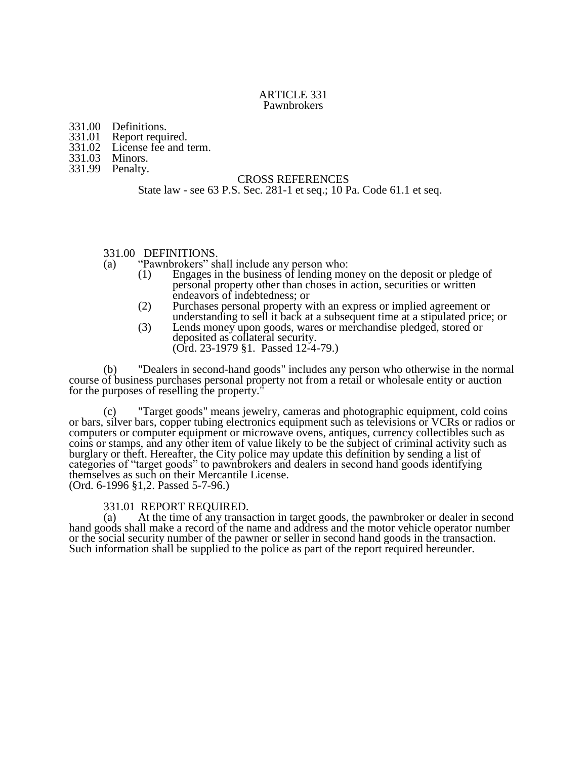# ARTICLE 331
## Pawnbrokers

331.00 Definitions.
331.01 Report required.
331.02 License fee and term.
331.03 Minors.
331.99 Penalty.

CROSS REFERENCES
State law - see 63 P.S. Sec. 281-1 et seq.; 10 Pa. Code 61.1 et seq.

### 331.00 DEFINITIONS.

(a) "Pawnbrokers" shall include any person who:

(1) Engages in the business of lending money on the deposit or pledge of personal property other than choses in action, securities or written endeavors of indebtedness; or

(2) Purchases personal property with an express or implied agreement or understanding to sell it back at a subsequent time at a stipulated price; or

(3) Lends money upon goods, wares or merchandise pledged, stored or deposited as collateral security.
(Ord. 23-1979 §1. Passed 12-4-79.)

(b) "Dealers in second-hand goods" includes any person who otherwise in the normal course of business purchases personal property not from a retail or wholesale entity or auction for the purposes of reselling the property."

(c) "Target goods" means jewelry, cameras and photographic equipment, cold coins or bars, silver bars, copper tubing electronics equipment such as televisions or VCRs or radios or computers or computer equipment or microwave ovens, antiques, currency collectibles such as coins or stamps, and any other item of value likely to be the subject of criminal activity such as burglary or theft. Hereafter, the City police may update this definition by sending a list of categories of "target goods" to pawnbrokers and dealers in second hand goods identifying themselves as such on their Mercantile License.
(Ord. 6-1996 §1,2. Passed 5-7-96.)

### 331.01 REPORT REQUIRED.

(a) At the time of any transaction in target goods, the pawnbroker or dealer in second hand goods shall make a record of the name and address and the motor vehicle operator number or the social security number of the pawner or seller in second hand goods in the transaction. Such information shall be supplied to the police as part of the report required hereunder.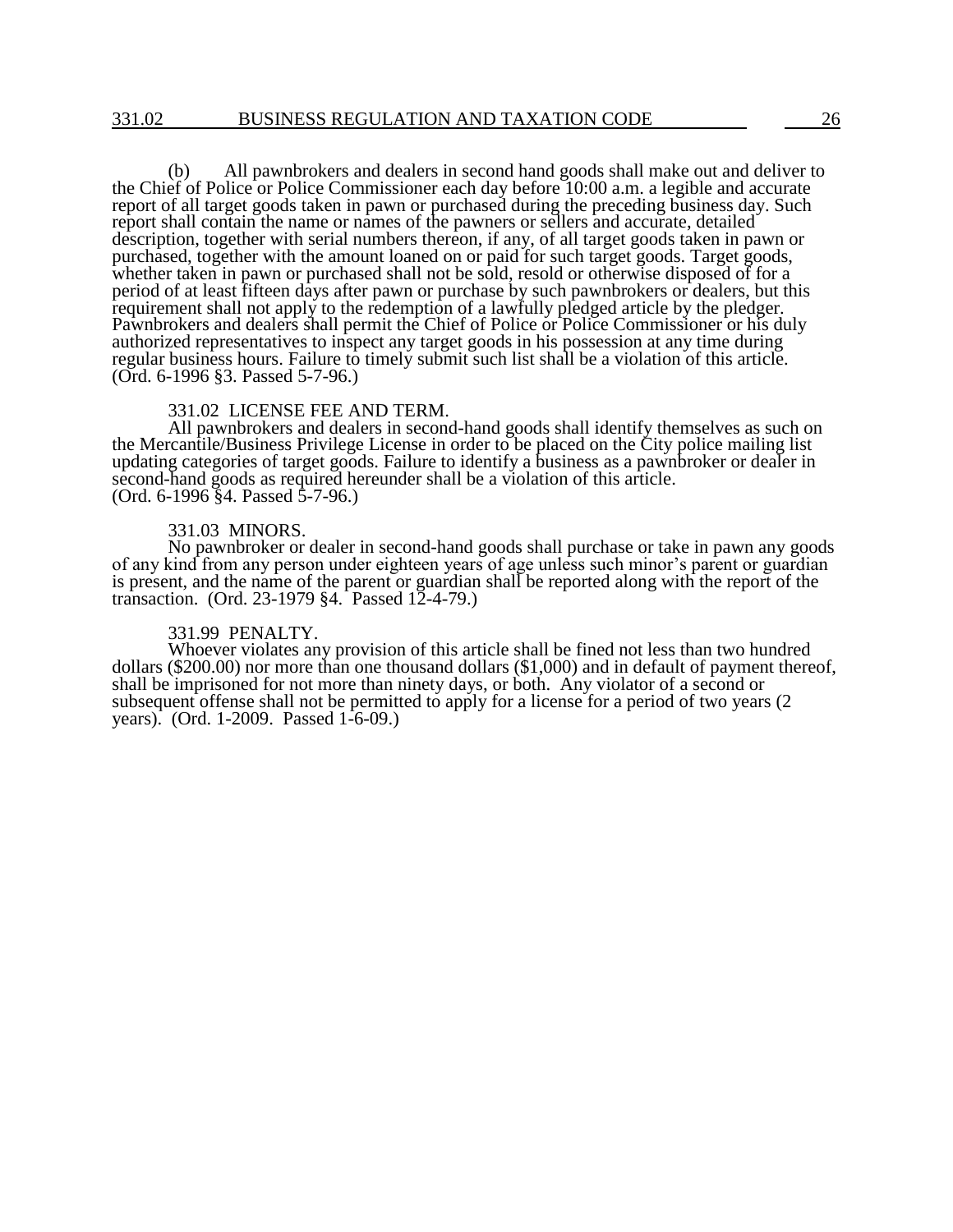(b) All pawnbrokers and dealers in second hand goods shall make out and deliver to the Chief of Police or Police Commissioner each day before 10:00 a.m. a legible and accurate report of all target goods taken in pawn or purchased during the preceding business day. Such report shall contain the name or names of the pawners or sellers and accurate, detailed description, together with serial numbers thereon, if any, of all target goods taken in pawn or purchased, together with the amount loaned on or paid for such target goods. Target goods, whether taken in pawn or purchased shall not be sold, resold or otherwise disposed of for a period of at least fifteen days after pawn or purchase by such pawnbrokers or dealers, but this requirement shall not apply to the redemption of a lawfully pledged article by the pledger. Pawnbrokers and dealers shall permit the Chief of Police or Police Commissioner or his duly authorized representatives to inspect any target goods in his possession at any time during regular business hours. Failure to timely submit such list shall be a violation of this article. (Ord. 6-1996 §3. Passed 5-7-96.)

331.02 LICENSE FEE AND TERM.

All pawnbrokers and dealers in second-hand goods shall identify themselves as such on the Mercantile/Business Privilege License in order to be placed on the City police mailing list updating categories of target goods. Failure to identify a business as a pawnbroker or dealer in second-hand goods as required hereunder shall be a violation of this article. (Ord. 6-1996 §4. Passed 5-7-96.)

331.03 MINORS.

No pawnbroker or dealer in second-hand goods shall purchase or take in pawn any goods of any kind from any person under eighteen years of age unless such minor's parent or guardian is present, and the name of the parent or guardian shall be reported along with the report of the transaction. (Ord. 23-1979 §4. Passed 12-4-79.)

331.99 PENALTY.

Whoever violates any provision of this article shall be fined not less than two hundred dollars ($200.00) nor more than one thousand dollars ($1,000) and in default of payment thereof, shall be imprisoned for not more than ninety days, or both. Any violator of a second or subsequent offense shall not be permitted to apply for a license for a period of two years (2 years). (Ord. 1-2009. Passed 1-6-09.)